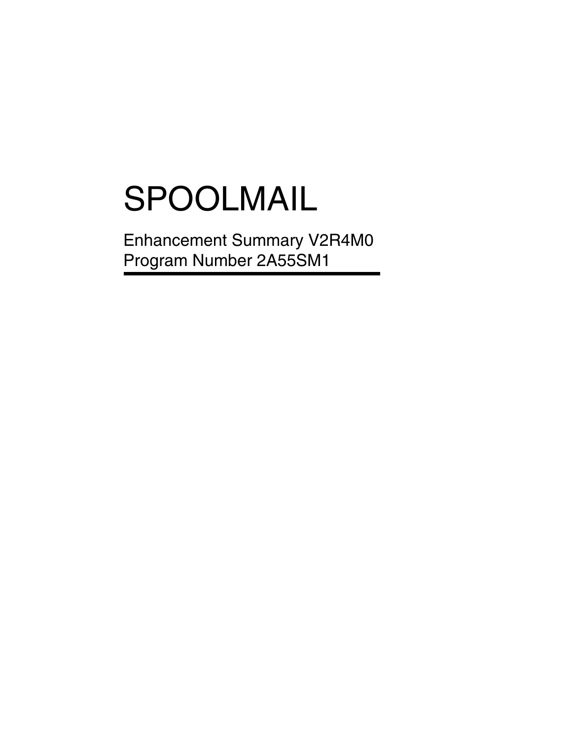# SPOOLMAIL

Enhancement Summary V2R4M0
Program Number 2A55SM1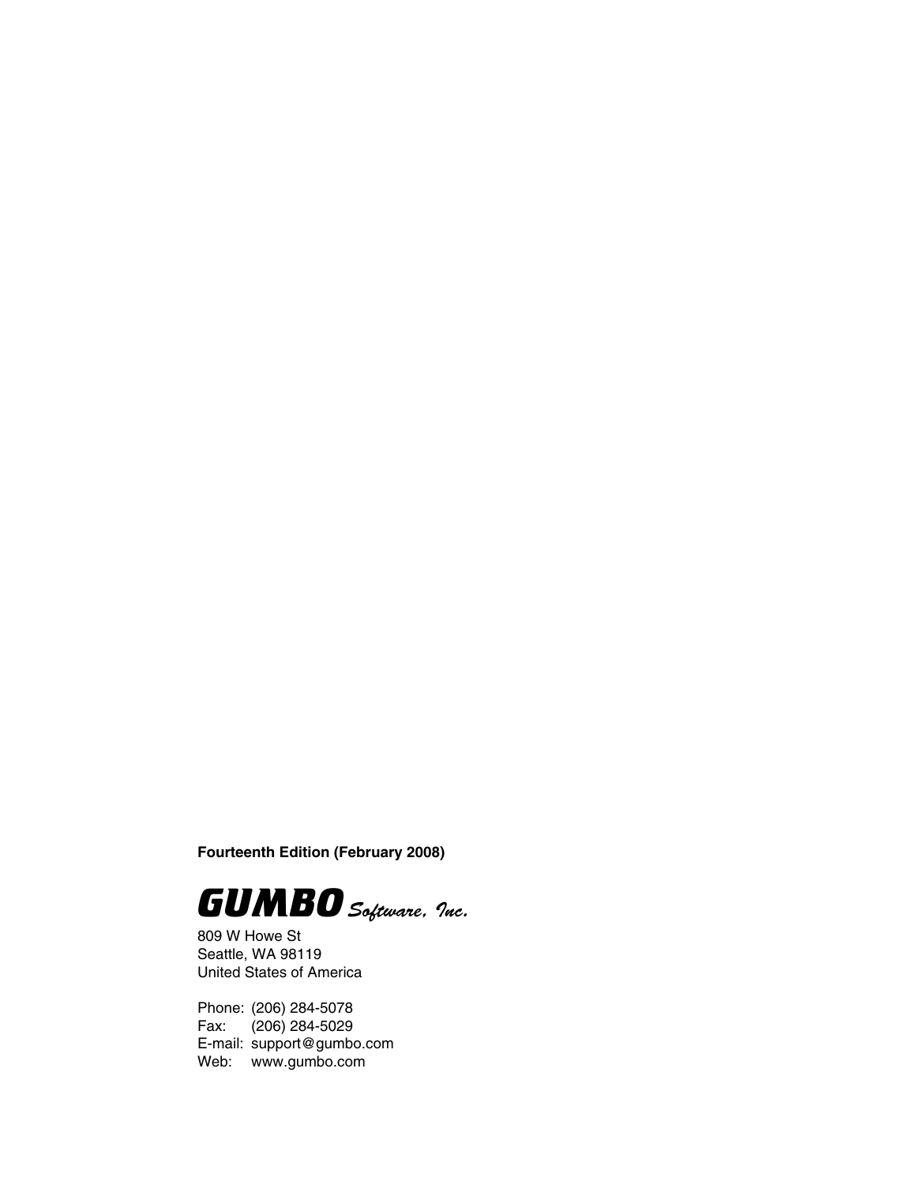**Fourteenth Edition (February 2008)**

***GUMBO** Software, Inc.*

809 W Howe St
Seattle, WA 98119
United States of America

Phone: (206) 284-5078
Fax: (206) 284-5029
E-mail: support@gumbo.com
Web: www.gumbo.com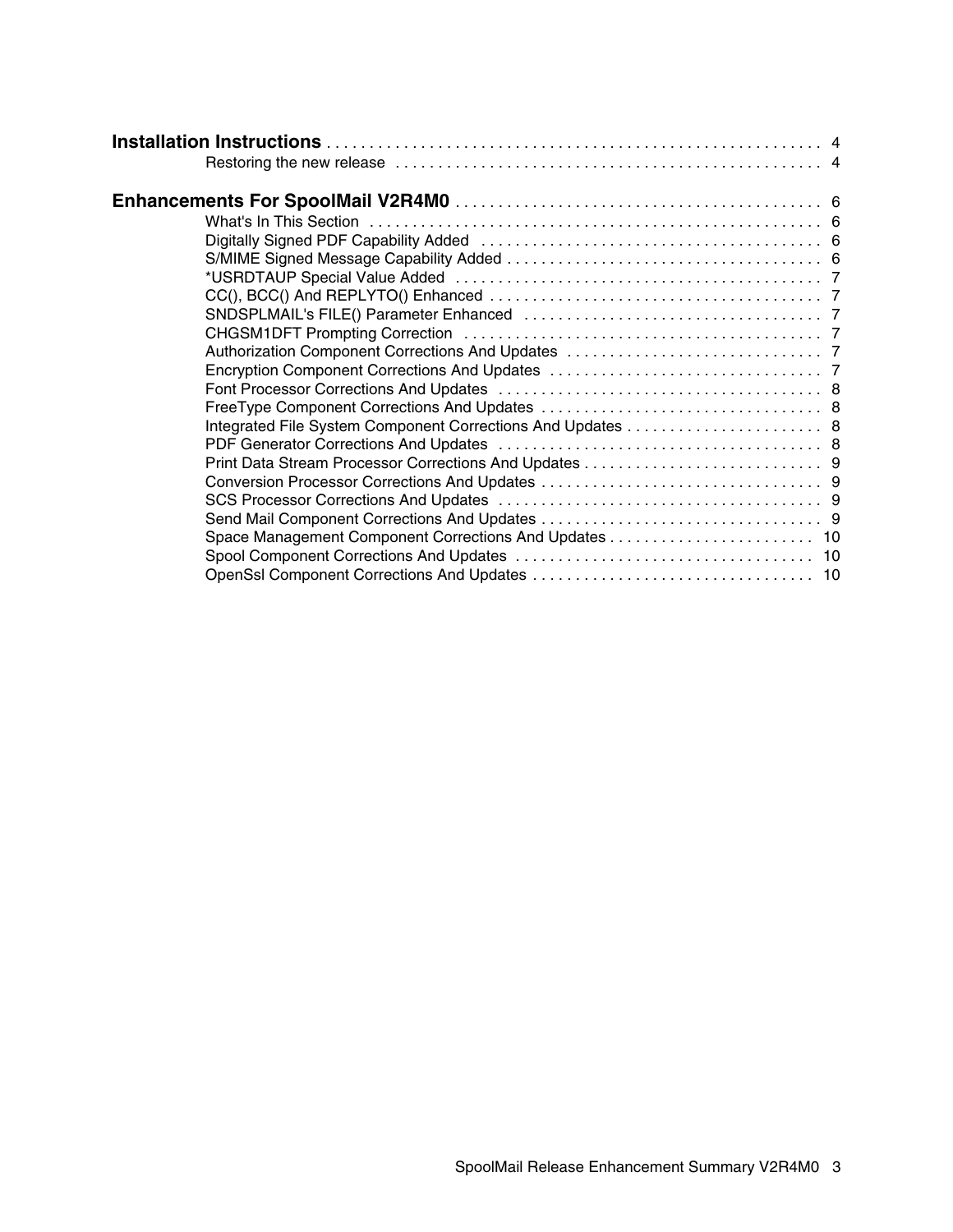**Installation Instructions** . . . . . . . . . . . . . . . . . . . . . . . . . . . . . . . . . . . . . . . . . . . . . . . . . . . . . . . . . . 4

Restoring the new release . . . . . . . . . . . . . . . . . . . . . . . . . . . . . . . . . . . . . . . . . . . . . . . . . . 4

**Enhancements For SpoolMail V2R4M0** . . . . . . . . . . . . . . . . . . . . . . . . . . . . . . . . . . . . . . . . . . . 6

What's In This Section . . . . . . . . . . . . . . . . . . . . . . . . . . . . . . . . . . . . . . . . . . . . . . . . . . . . . 6
Digitally Signed PDF Capability Added . . . . . . . . . . . . . . . . . . . . . . . . . . . . . . . . . . . . . . . . 6
S/MIME Signed Message Capability Added . . . . . . . . . . . . . . . . . . . . . . . . . . . . . . . . . . . . . 6
*USRDTAUP Special Value Added . . . . . . . . . . . . . . . . . . . . . . . . . . . . . . . . . . . . . . . . . . . . 7
CC(), BCC() And REPLYTO() Enhanced . . . . . . . . . . . . . . . . . . . . . . . . . . . . . . . . . . . . . . . 7
SNDSPLMAIL's FILE() Parameter Enhanced . . . . . . . . . . . . . . . . . . . . . . . . . . . . . . . . . . . 7
CHGSM1DFT Prompting Correction . . . . . . . . . . . . . . . . . . . . . . . . . . . . . . . . . . . . . . . . . . 7
Authorization Component Corrections And Updates . . . . . . . . . . . . . . . . . . . . . . . . . . . . . . 7
Encryption Component Corrections And Updates . . . . . . . . . . . . . . . . . . . . . . . . . . . . . . . . 7
Font Processor Corrections And Updates . . . . . . . . . . . . . . . . . . . . . . . . . . . . . . . . . . . . . . 8
FreeType Component Corrections And Updates . . . . . . . . . . . . . . . . . . . . . . . . . . . . . . . . . 8
Integrated File System Component Corrections And Updates . . . . . . . . . . . . . . . . . . . . . . . 8
PDF Generator Corrections And Updates . . . . . . . . . . . . . . . . . . . . . . . . . . . . . . . . . . . . . . 8
Print Data Stream Processor Corrections And Updates . . . . . . . . . . . . . . . . . . . . . . . . . . . . 9
Conversion Processor Corrections And Updates . . . . . . . . . . . . . . . . . . . . . . . . . . . . . . . . . 9
SCS Processor Corrections And Updates . . . . . . . . . . . . . . . . . . . . . . . . . . . . . . . . . . . . . . 9
Send Mail Component Corrections And Updates . . . . . . . . . . . . . . . . . . . . . . . . . . . . . . . . . 9
Space Management Component Corrections And Updates . . . . . . . . . . . . . . . . . . . . . . . . 10
Spool Component Corrections And Updates . . . . . . . . . . . . . . . . . . . . . . . . . . . . . . . . . . . 10
OpenSsl Component Corrections And Updates . . . . . . . . . . . . . . . . . . . . . . . . . . . . . . . . . 10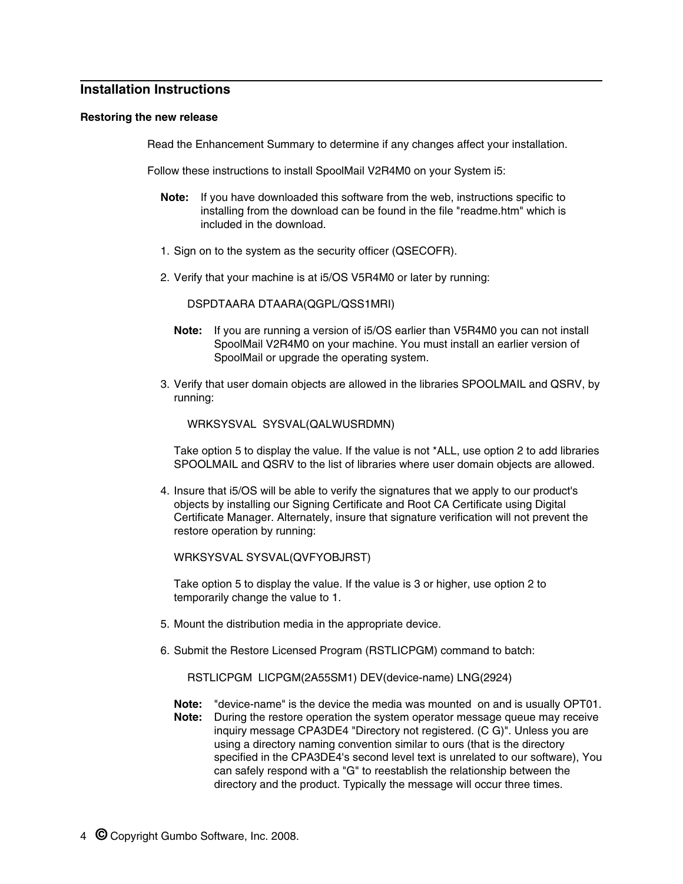## Installation Instructions

### Restoring the new release

Read the Enhancement Summary to determine if any changes affect your installation.

Follow these instructions to install SpoolMail V2R4M0 on your System i5:

**Note:** If you have downloaded this software from the web, instructions specific to installing from the download can be found in the file "readme.htm" which is included in the download.

1. Sign on to the system as the security officer (QSECOFR).

2. Verify that your machine is at i5/OS V5R4M0 or later by running:

   ```
   DSPDTAARA DTAARA(QGPL/QSS1MRI)
   ```

   **Note:** If you are running a version of i5/OS earlier than V5R4M0 you can not install SpoolMail V2R4M0 on your machine. You must install an earlier version of SpoolMail or upgrade the operating system.

3. Verify that user domain objects are allowed in the libraries SPOOLMAIL and QSRV, by running:

   ```
   WRKSYSVAL  SYSVAL(QALWUSRDMN)
   ```

   Take option 5 to display the value. If the value is not *ALL, use option 2 to add libraries SPOOLMAIL and QSRV to the list of libraries where user domain objects are allowed.

4. Insure that i5/OS will be able to verify the signatures that we apply to our product's objects by installing our Signing Certificate and Root CA Certificate using Digital Certificate Manager. Alternately, insure that signature verification will not prevent the restore operation by running:

   ```
   WRKSYSVAL SYSVAL(QVFYOBJRST)
   ```

   Take option 5 to display the value. If the value is 3 or higher, use option 2 to temporarily change the value to 1.

5. Mount the distribution media in the appropriate device.

6. Submit the Restore Licensed Program (RSTLICPGM) command to batch:

   ```
   RSTLICPGM  LICPGM(2A55SM1) DEV(device-name) LNG(2924)
   ```

   **Note:** "device-name" is the device the media was mounted on and is usually OPT01.
   **Note:** During the restore operation the system operator message queue may receive inquiry message CPA3DE4 "Directory not registered. (C G)". Unless you are using a directory naming convention similar to ours (that is the directory specified in the CPA3DE4's second level text is unrelated to our software), You can safely respond with a "G" to reestablish the relationship between the directory and the product. Typically the message will occur three times.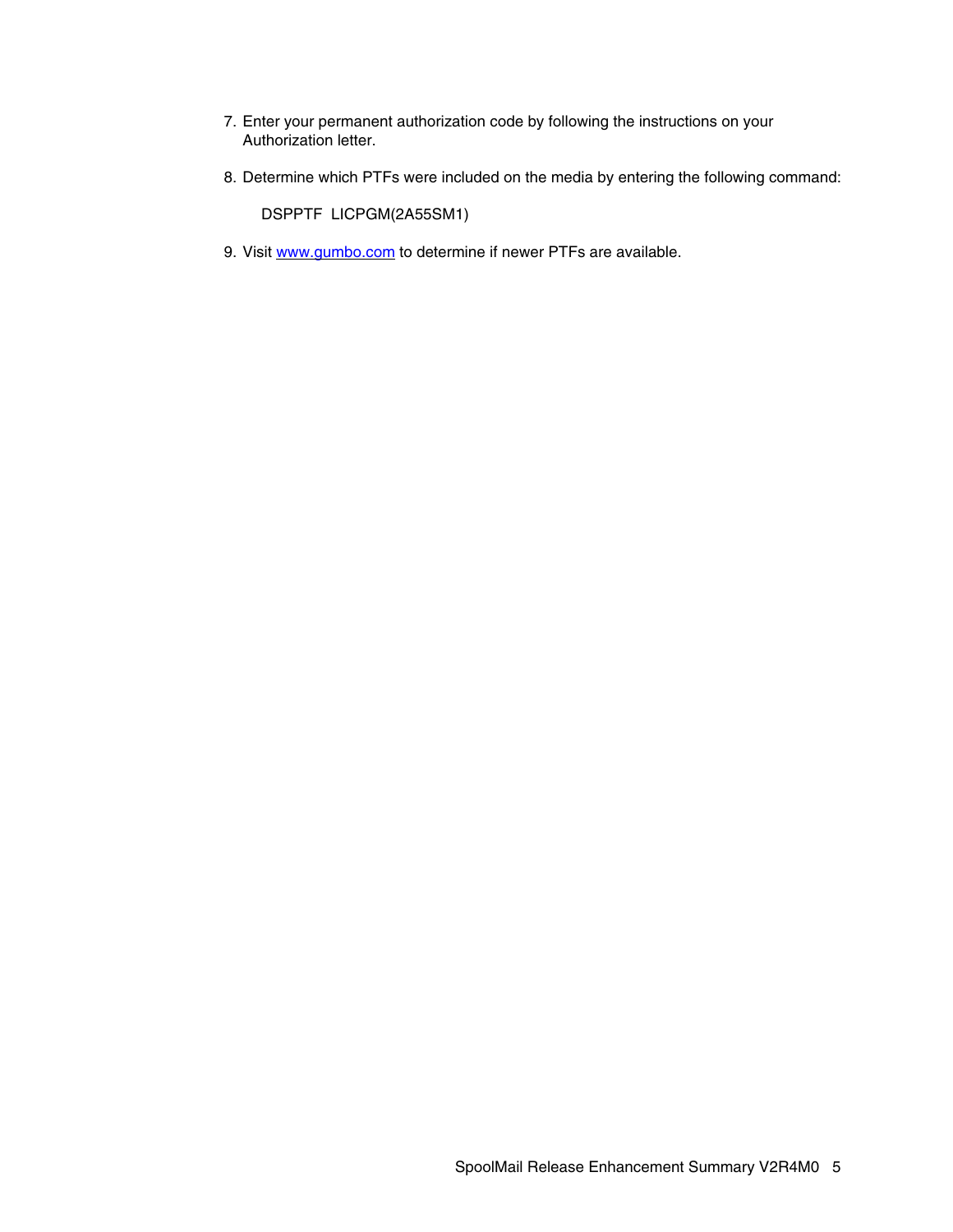7. Enter your permanent authorization code by following the instructions on your Authorization letter.

8. Determine which PTFs were included on the media by entering the following command:

   ```
   DSPPTF  LICPGM(2A55SM1)
   ```

9. Visit [www.gumbo.com](http://www.gumbo.com) to determine if newer PTFs are available.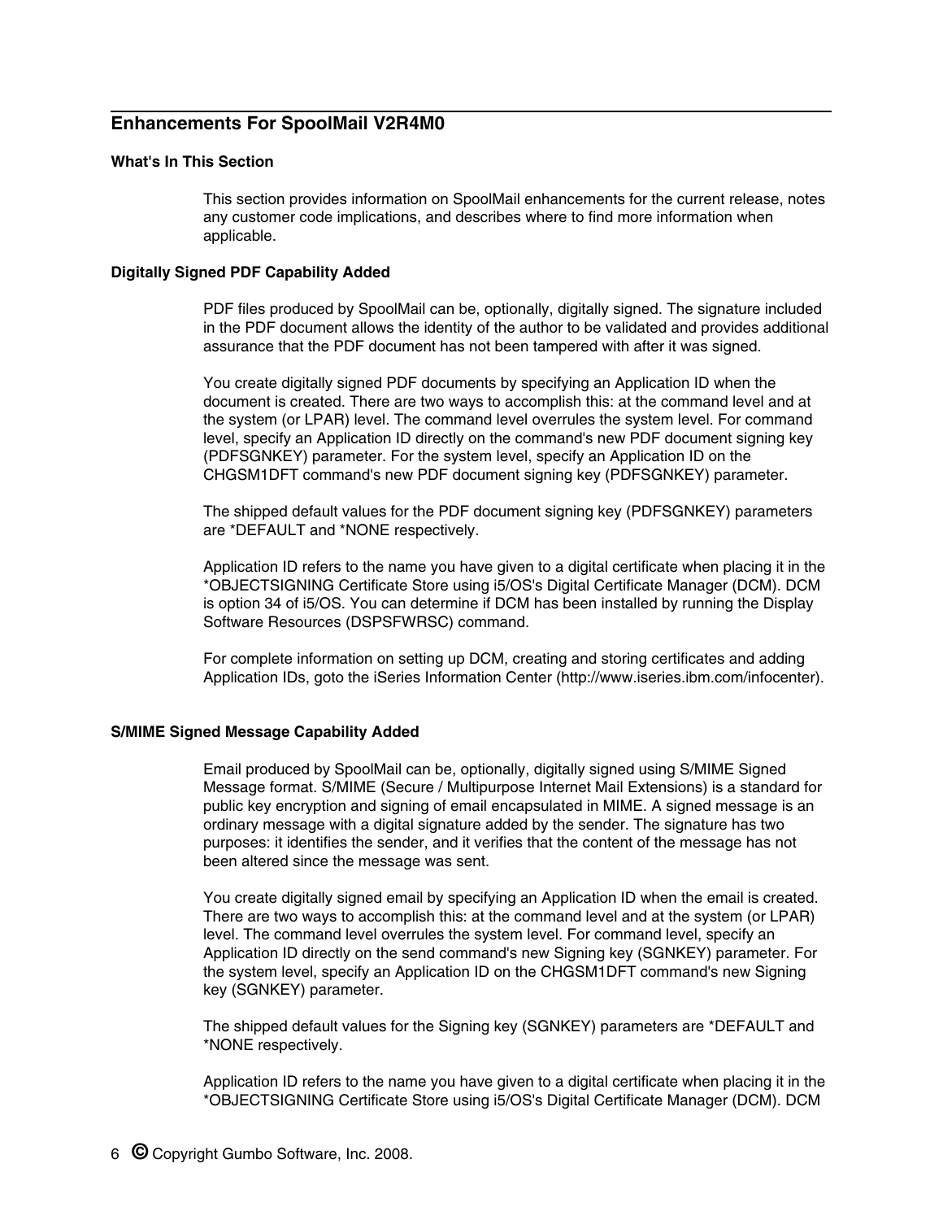## Enhancements For SpoolMail V2R4M0

### What's In This Section

This section provides information on SpoolMail enhancements for the current release, notes any customer code implications, and describes where to find more information when applicable.

### Digitally Signed PDF Capability Added

PDF files produced by SpoolMail can be, optionally, digitally signed. The signature included in the PDF document allows the identity of the author to be validated and provides additional assurance that the PDF document has not been tampered with after it was signed.

You create digitally signed PDF documents by specifying an Application ID when the document is created. There are two ways to accomplish this: at the command level and at the system (or LPAR) level. The command level overrules the system level. For command level, specify an Application ID directly on the command's new PDF document signing key (PDFSGNKEY) parameter. For the system level, specify an Application ID on the CHGSM1DFT command's new PDF document signing key (PDFSGNKEY) parameter.

The shipped default values for the PDF document signing key (PDFSGNKEY) parameters are *DEFAULT and *NONE respectively.

Application ID refers to the name you have given to a digital certificate when placing it in the *OBJECTSIGNING Certificate Store using i5/OS's Digital Certificate Manager (DCM). DCM is option 34 of i5/OS. You can determine if DCM has been installed by running the Display Software Resources (DSPSFWRSC) command.

For complete information on setting up DCM, creating and storing certificates and adding Application IDs, goto the iSeries Information Center (http://www.iseries.ibm.com/infocenter).

### S/MIME Signed Message Capability Added

Email produced by SpoolMail can be, optionally, digitally signed using S/MIME Signed Message format. S/MIME (Secure / Multipurpose Internet Mail Extensions) is a standard for public key encryption and signing of email encapsulated in MIME. A signed message is an ordinary message with a digital signature added by the sender. The signature has two purposes: it identifies the sender, and it verifies that the content of the message has not been altered since the message was sent.

You create digitally signed email by specifying an Application ID when the email is created. There are two ways to accomplish this: at the command level and at the system (or LPAR) level. The command level overrules the system level. For command level, specify an Application ID directly on the send command's new Signing key (SGNKEY) parameter. For the system level, specify an Application ID on the CHGSM1DFT command's new Signing key (SGNKEY) parameter.

The shipped default values for the Signing key (SGNKEY) parameters are *DEFAULT and *NONE respectively.

Application ID refers to the name you have given to a digital certificate when placing it in the *OBJECTSIGNING Certificate Store using i5/OS's Digital Certificate Manager (DCM). DCM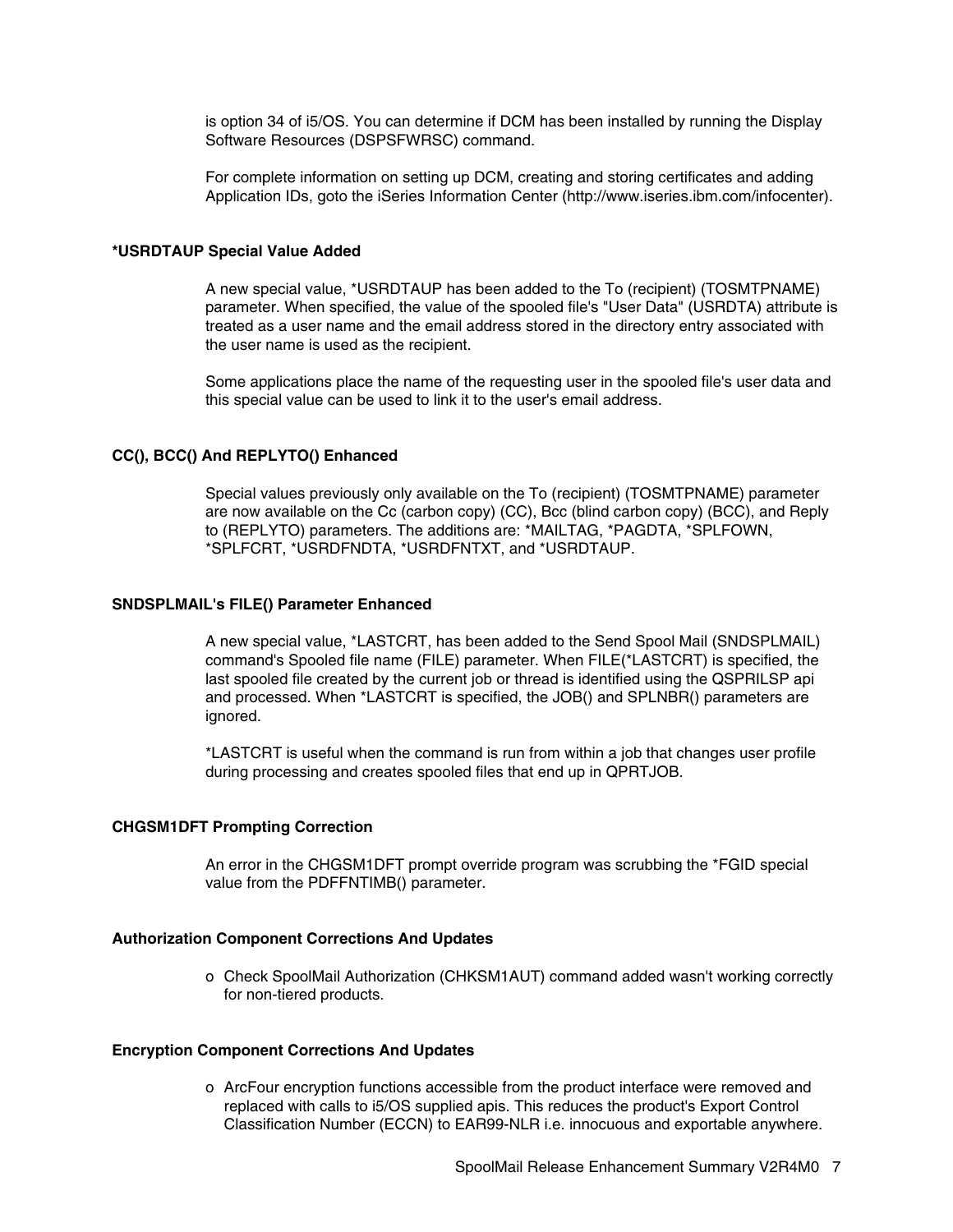is option 34 of i5/OS. You can determine if DCM has been installed by running the Display Software Resources (DSPSFWRSC) command.

For complete information on setting up DCM, creating and storing certificates and adding Application IDs, goto the iSeries Information Center (http://www.iseries.ibm.com/infocenter).

### *USRDTAUP Special Value Added

A new special value, *USRDTAUP has been added to the To (recipient) (TOSMTPNAME) parameter. When specified, the value of the spooled file's "User Data" (USRDTA) attribute is treated as a user name and the email address stored in the directory entry associated with the user name is used as the recipient.

Some applications place the name of the requesting user in the spooled file's user data and this special value can be used to link it to the user's email address.

### CC(), BCC() And REPLYTO() Enhanced

Special values previously only available on the To (recipient) (TOSMTPNAME) parameter are now available on the Cc (carbon copy) (CC), Bcc (blind carbon copy) (BCC), and Reply to (REPLYTO) parameters. The additions are: *MAILTAG, *PAGDTA, *SPLFOWN, *SPLFCRT, *USRDFNDTA, *USRDFNTXT, and *USRDTAUP.

### SNDSPLMAIL's FILE() Parameter Enhanced

A new special value, *LASTCRT, has been added to the Send Spool Mail (SNDSPLMAIL) command's Spooled file name (FILE) parameter. When FILE(*LASTCRT) is specified, the last spooled file created by the current job or thread is identified using the QSPRILSP api and processed. When *LASTCRT is specified, the JOB() and SPLNBR() parameters are ignored.

*LASTCRT is useful when the command is run from within a job that changes user profile during processing and creates spooled files that end up in QPRTJOB.

### CHGSM1DFT Prompting Correction

An error in the CHGSM1DFT prompt override program was scrubbing the *FGID special value from the PDFFNTIMB() parameter.

### Authorization Component Corrections And Updates

- Check SpoolMail Authorization (CHKSM1AUT) command added wasn't working correctly for non-tiered products.

### Encryption Component Corrections And Updates

- ArcFour encryption functions accessible from the product interface were removed and replaced with calls to i5/OS supplied apis. This reduces the product's Export Control Classification Number (ECCN) to EAR99-NLR i.e. innocuous and exportable anywhere.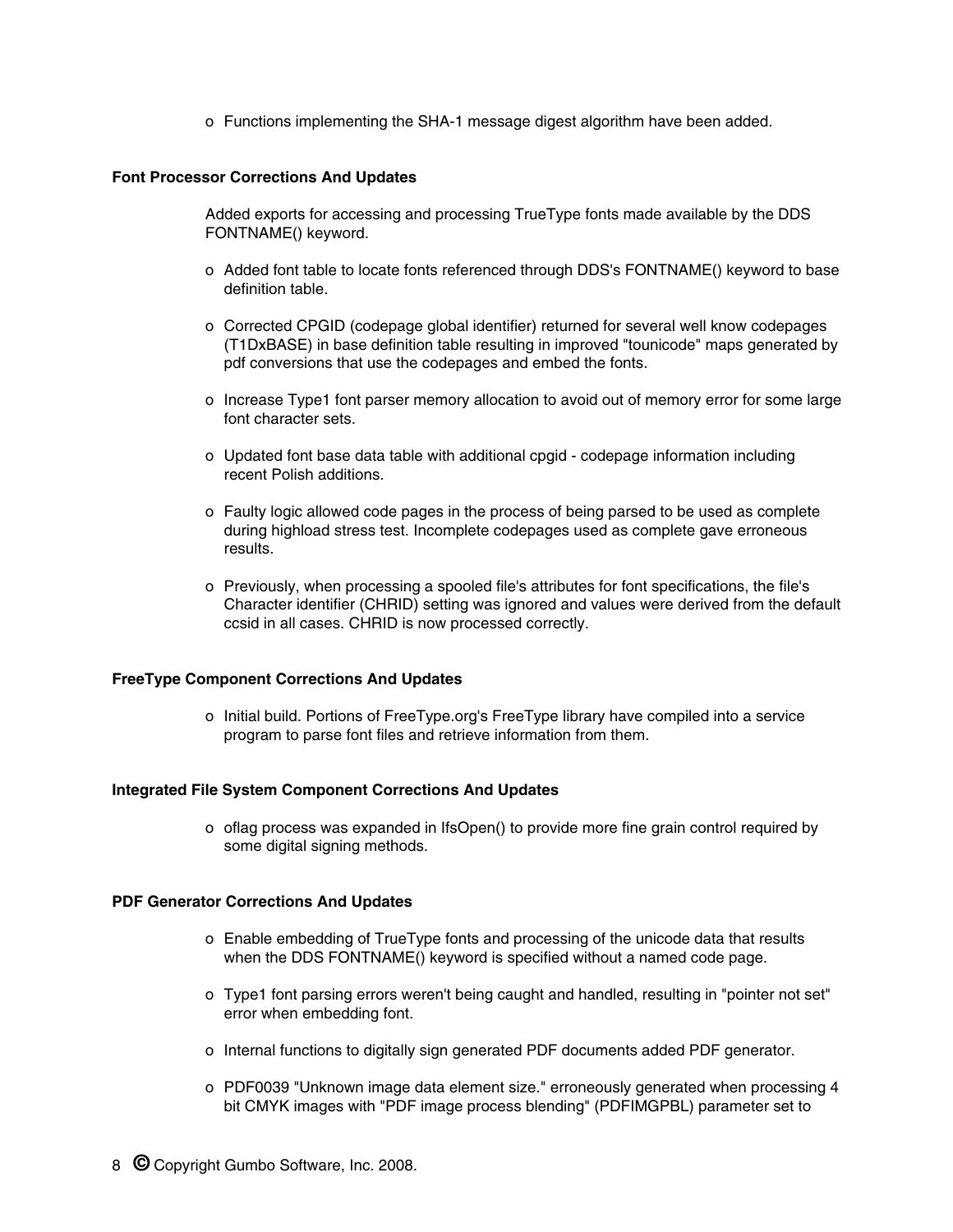- Functions implementing the SHA-1 message digest algorithm have been added.

### Font Processor Corrections And Updates

Added exports for accessing and processing TrueType fonts made available by the DDS FONTNAME() keyword.

- Added font table to locate fonts referenced through DDS's FONTNAME() keyword to base definition table.

- Corrected CPGID (codepage global identifier) returned for several well know codepages (T1DxBASE) in base definition table resulting in improved "tounicode" maps generated by pdf conversions that use the codepages and embed the fonts.

- Increase Type1 font parser memory allocation to avoid out of memory error for some large font character sets.

- Updated font base data table with additional cpgid - codepage information including recent Polish additions.

- Faulty logic allowed code pages in the process of being parsed to be used as complete during highload stress test. Incomplete codepages used as complete gave erroneous results.

- Previously, when processing a spooled file's attributes for font specifications, the file's Character identifier (CHRID) setting was ignored and values were derived from the default ccsid in all cases. CHRID is now processed correctly.

### FreeType Component Corrections And Updates

- Initial build. Portions of FreeType.org's FreeType library have compiled into a service program to parse font files and retrieve information from them.

### Integrated File System Component Corrections And Updates

- oflag process was expanded in IfsOpen() to provide more fine grain control required by some digital signing methods.

### PDF Generator Corrections And Updates

- Enable embedding of TrueType fonts and processing of the unicode data that results when the DDS FONTNAME() keyword is specified without a named code page.

- Type1 font parsing errors weren't being caught and handled, resulting in "pointer not set" error when embedding font.

- Internal functions to digitally sign generated PDF documents added PDF generator.

- PDF0039 "Unknown image data element size." erroneously generated when processing 4 bit CMYK images with "PDF image process blending" (PDFIMGPBL) parameter set to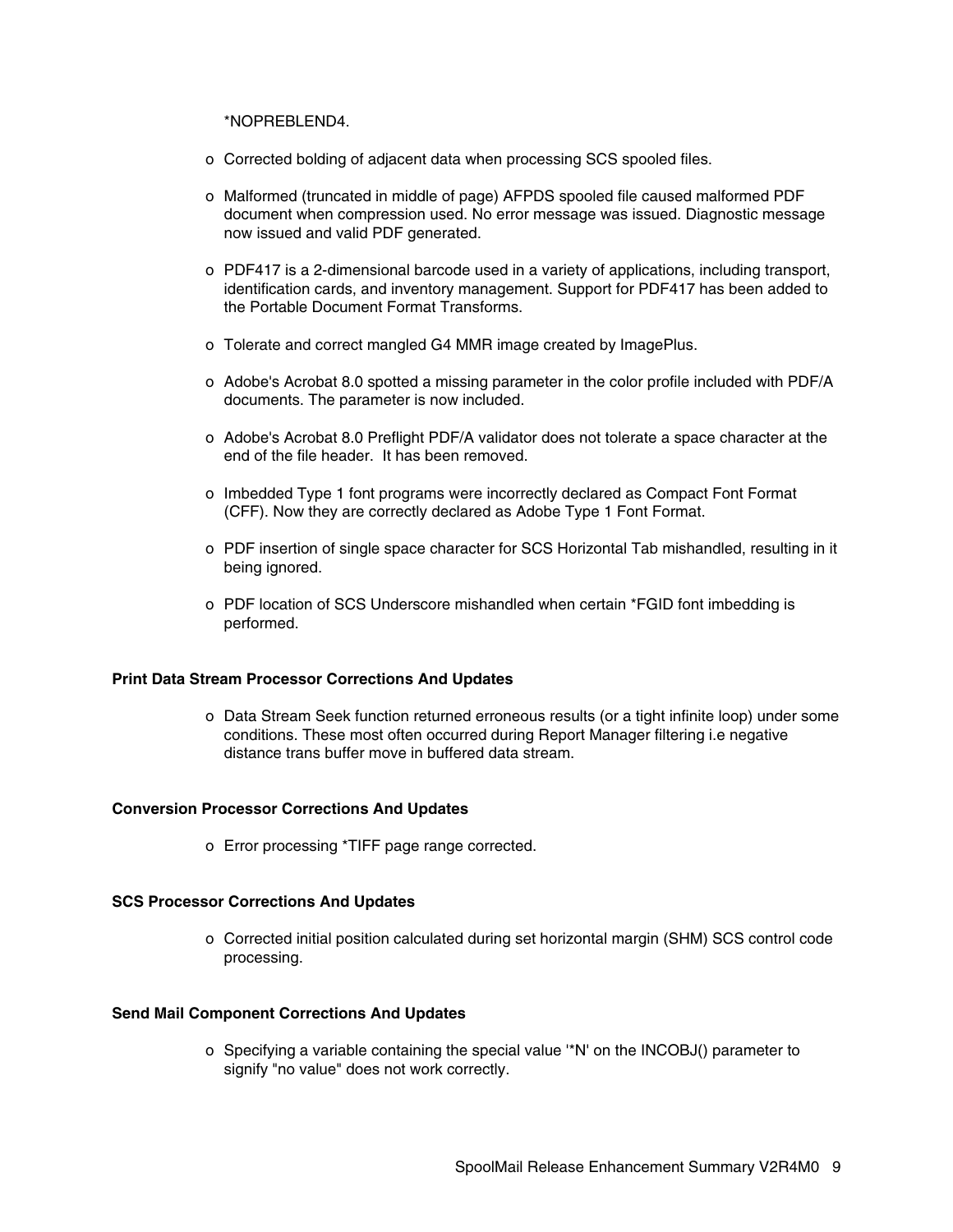*NOPREBLEND4.

- Corrected bolding of adjacent data when processing SCS spooled files.

- Malformed (truncated in middle of page) AFPDS spooled file caused malformed PDF document when compression used. No error message was issued. Diagnostic message now issued and valid PDF generated.

- PDF417 is a 2-dimensional barcode used in a variety of applications, including transport, identification cards, and inventory management. Support for PDF417 has been added to the Portable Document Format Transforms.

- Tolerate and correct mangled G4 MMR image created by ImagePlus.

- Adobe's Acrobat 8.0 spotted a missing parameter in the color profile included with PDF/A documents. The parameter is now included.

- Adobe's Acrobat 8.0 Preflight PDF/A validator does not tolerate a space character at the end of the file header.  It has been removed.

- Imbedded Type 1 font programs were incorrectly declared as Compact Font Format (CFF). Now they are correctly declared as Adobe Type 1 Font Format.

- PDF insertion of single space character for SCS Horizontal Tab mishandled, resulting in it being ignored.

- PDF location of SCS Underscore mishandled when certain *FGID font imbedding is performed.

**Print Data Stream Processor Corrections And Updates**

- Data Stream Seek function returned erroneous results (or a tight infinite loop) under some conditions. These most often occurred during Report Manager filtering i.e negative distance trans buffer move in buffered data stream.

**Conversion Processor Corrections And Updates**

- Error processing *TIFF page range corrected.

**SCS Processor Corrections And Updates**

- Corrected initial position calculated during set horizontal margin (SHM) SCS control code processing.

**Send Mail Component Corrections And Updates**

- Specifying a variable containing the special value '*N' on the INCOBJ() parameter to signify "no value" does not work correctly.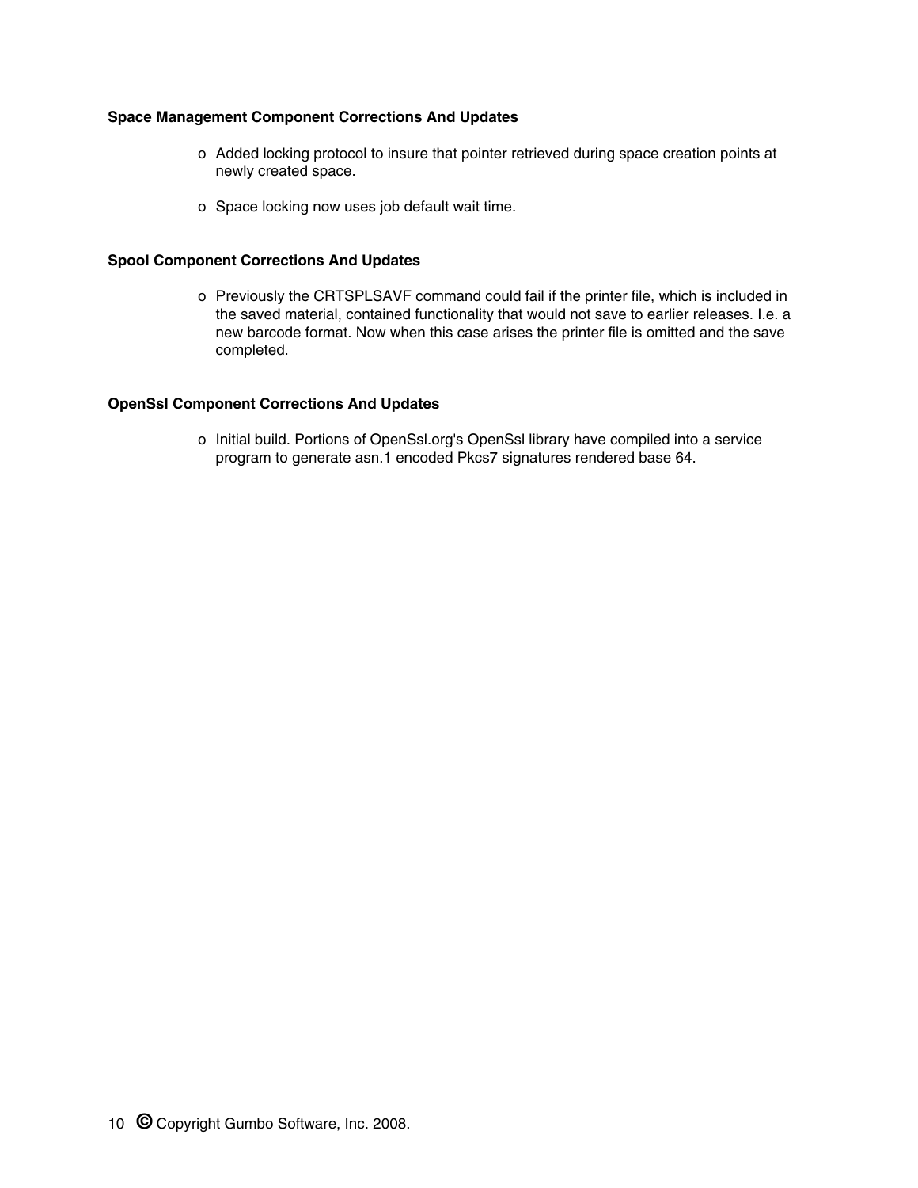**Space Management Component Corrections And Updates**

- Added locking protocol to insure that pointer retrieved during space creation points at newly created space.
- Space locking now uses job default wait time.

**Spool Component Corrections And Updates**

- Previously the CRTSPLSAVF command could fail if the printer file, which is included in the saved material, contained functionality that would not save to earlier releases. I.e. a new barcode format. Now when this case arises the printer file is omitted and the save completed.

**OpenSsl Component Corrections And Updates**

- Initial build. Portions of OpenSsl.org's OpenSsl library have compiled into a service program to generate asn.1 encoded Pkcs7 signatures rendered base 64.

© Copyright Gumbo Software, Inc. 2008.